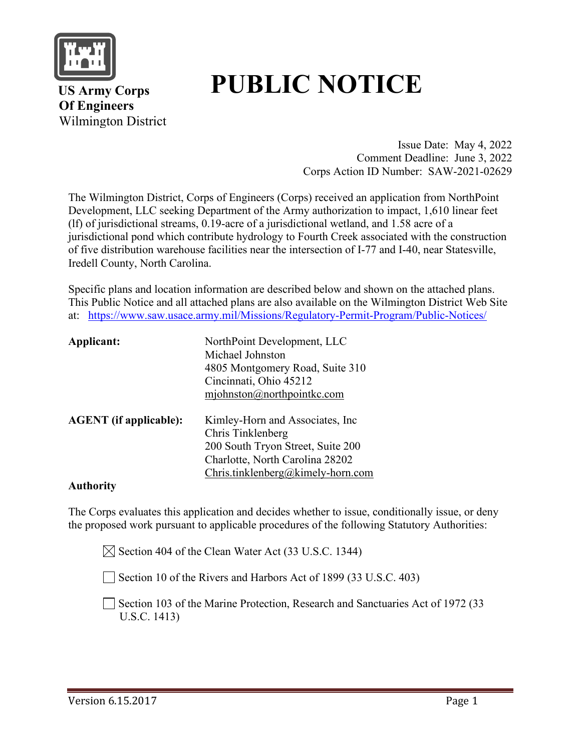US Army Corps
Of Engineers
Wilmington District

# PUBLIC NOTICE

Issue Date: May 4, 2022
Comment Deadline: June 3, 2022
Corps Action ID Number: SAW-2021-02629

The Wilmington District, Corps of Engineers (Corps) received an application from NorthPoint Development, LLC seeking Department of the Army authorization to impact, 1,610 linear feet (lf) of jurisdictional streams, 0.19-acre of a jurisdictional wetland, and 1.58 acre of a jurisdictional pond which contribute hydrology to Fourth Creek associated with the construction of five distribution warehouse facilities near the intersection of I-77 and I-40, near Statesville, Iredell County, North Carolina.

Specific plans and location information are described below and shown on the attached plans. This Public Notice and all attached plans are also available on the Wilmington District Web Site at: https://www.saw.usace.army.mil/Missions/Regulatory-Permit-Program/Public-Notices/

**Applicant:**
NorthPoint Development, LLC
Michael Johnston
4805 Montgomery Road, Suite 310
Cincinnati, Ohio 45212
mjohnston@northpointkc.com

**AGENT (if applicable):**
Kimley-Horn and Associates, Inc
Chris Tinklenberg
200 South Tryon Street, Suite 200
Charlotte, North Carolina 28202
Chris.tinklenberg@kimely-horn.com

**Authority**

The Corps evaluates this application and decides whether to issue, conditionally issue, or deny the proposed work pursuant to applicable procedures of the following Statutory Authorities:

- [x] Section 404 of the Clean Water Act (33 U.S.C. 1344)
- [ ] Section 10 of the Rivers and Harbors Act of 1899 (33 U.S.C. 403)
- [ ] Section 103 of the Marine Protection, Research and Sanctuaries Act of 1972 (33 U.S.C. 1413)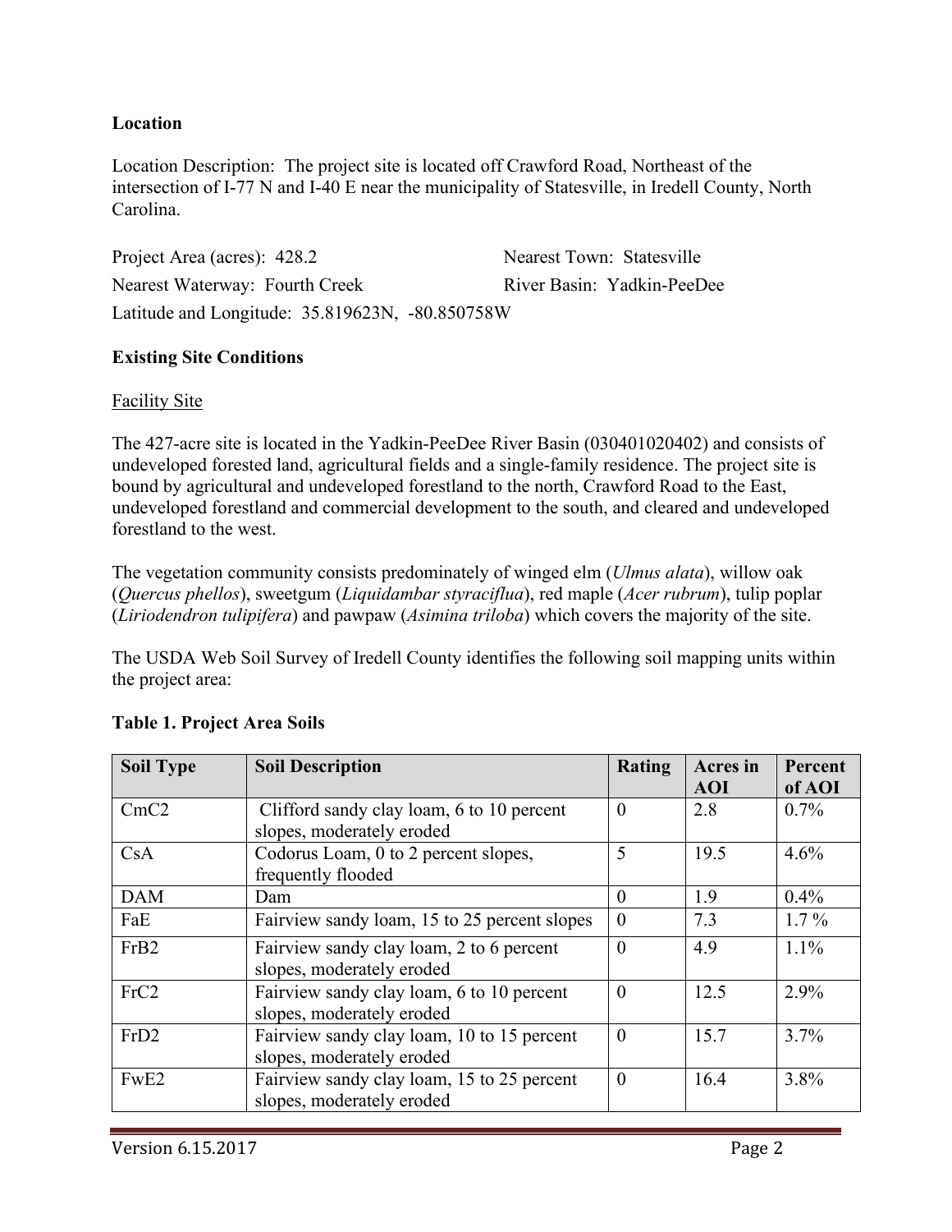**Location**

Location Description: The project site is located off Crawford Road, Northeast of the intersection of I-77 N and I-40 E near the municipality of Statesville, in Iredell County, North Carolina.

Project Area (acres): 428.2 Nearest Town: Statesville

Nearest Waterway: Fourth Creek River Basin: Yadkin-PeeDee

Latitude and Longitude: 35.819623N, -80.850758W

**Existing Site Conditions**

Facility Site

The 427-acre site is located in the Yadkin-PeeDee River Basin (030401020402) and consists of undeveloped forested land, agricultural fields and a single-family residence. The project site is bound by agricultural and undeveloped forestland to the north, Crawford Road to the East, undeveloped forestland and commercial development to the south, and cleared and undeveloped forestland to the west.

The vegetation community consists predominately of winged elm (*Ulmus alata*), willow oak (*Quercus phellos*), sweetgum (*Liquidambar styraciflua*), red maple (*Acer rubrum*), tulip poplar (*Liriodendron tulipifera*) and pawpaw (*Asimina triloba*) which covers the majority of the site.

The USDA Web Soil Survey of Iredell County identifies the following soil mapping units within the project area:

**Table 1. Project Area Soils**

| Soil Type | Soil Description | Rating | Acres in AOI | Percent of AOI |
|---|---|---|---|---|
| CmC2 | Clifford sandy clay loam, 6 to 10 percent slopes, moderately eroded | 0 | 2.8 | 0.7% |
| CsA | Codorus Loam, 0 to 2 percent slopes, frequently flooded | 5 | 19.5 | 4.6% |
| DAM | Dam | 0 | 1.9 | 0.4% |
| FaE | Fairview sandy loam, 15 to 25 percent slopes | 0 | 7.3 | 1.7 % |
| FrB2 | Fairview sandy clay loam, 2 to 6 percent slopes, moderately eroded | 0 | 4.9 | 1.1% |
| FrC2 | Fairview sandy clay loam, 6 to 10 percent slopes, moderately eroded | 0 | 12.5 | 2.9% |
| FrD2 | Fairview sandy clay loam, 10 to 15 percent slopes, moderately eroded | 0 | 15.7 | 3.7% |
| FwE2 | Fairview sandy clay loam, 15 to 25 percent slopes, moderately eroded | 0 | 16.4 | 3.8% |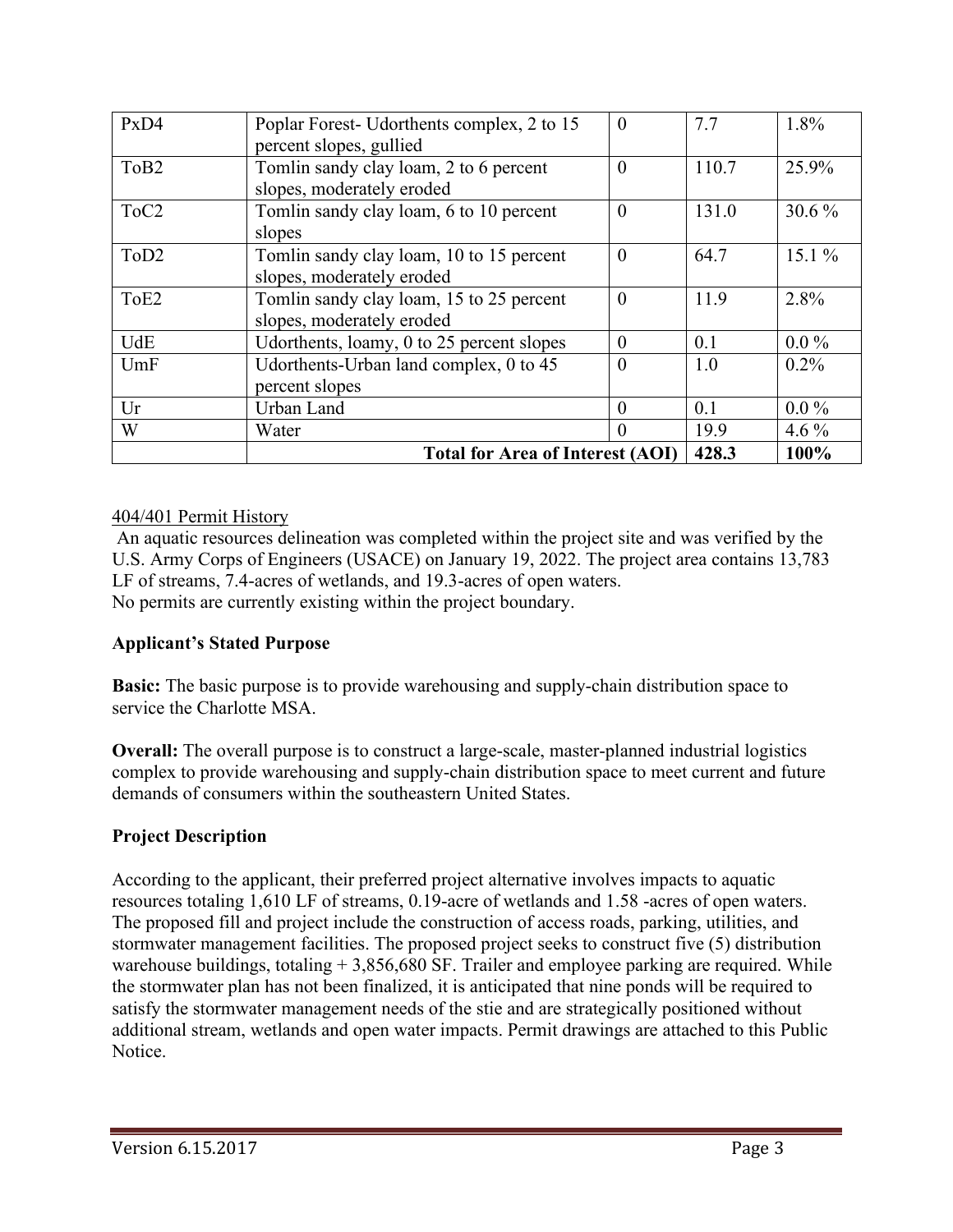| | | | | |
|---|---|---|---|---|
| PxD4 | Poplar Forest- Udorthents complex, 2 to 15 percent slopes, gullied | 0 | 7.7 | 1.8% |
| ToB2 | Tomlin sandy clay loam, 2 to 6 percent slopes, moderately eroded | 0 | 110.7 | 25.9% |
| ToC2 | Tomlin sandy clay loam, 6 to 10 percent slopes | 0 | 131.0 | 30.6 % |
| ToD2 | Tomlin sandy clay loam, 10 to 15 percent slopes, moderately eroded | 0 | 64.7 | 15.1 % |
| ToE2 | Tomlin sandy clay loam, 15 to 25 percent slopes, moderately eroded | 0 | 11.9 | 2.8% |
| UdE | Udorthents, loamy, 0 to 25 percent slopes | 0 | 0.1 | 0.0 % |
| UmF | Udorthents-Urban land complex, 0 to 45 percent slopes | 0 | 1.0 | 0.2% |
| Ur | Urban Land | 0 | 0.1 | 0.0 % |
| W | Water | 0 | 19.9 | 4.6 % |
| | **Total for Area of Interest (AOI)** | | **428.3** | **100%** |

404/401 Permit History

An aquatic resources delineation was completed within the project site and was verified by the U.S. Army Corps of Engineers (USACE) on January 19, 2022. The project area contains 13,783 LF of streams, 7.4-acres of wetlands, and 19.3-acres of open waters.
No permits are currently existing within the project boundary.

**Applicant's Stated Purpose**

**Basic:** The basic purpose is to provide warehousing and supply-chain distribution space to service the Charlotte MSA.

**Overall:** The overall purpose is to construct a large-scale, master-planned industrial logistics complex to provide warehousing and supply-chain distribution space to meet current and future demands of consumers within the southeastern United States.

**Project Description**

According to the applicant, their preferred project alternative involves impacts to aquatic resources totaling 1,610 LF of streams, 0.19-acre of wetlands and 1.58 -acres of open waters. The proposed fill and project include the construction of access roads, parking, utilities, and stormwater management facilities. The proposed project seeks to construct five (5) distribution warehouse buildings, totaling + 3,856,680 SF. Trailer and employee parking are required. While the stormwater plan has not been finalized, it is anticipated that nine ponds will be required to satisfy the stormwater management needs of the stie and are strategically positioned without additional stream, wetlands and open water impacts. Permit drawings are attached to this Public Notice.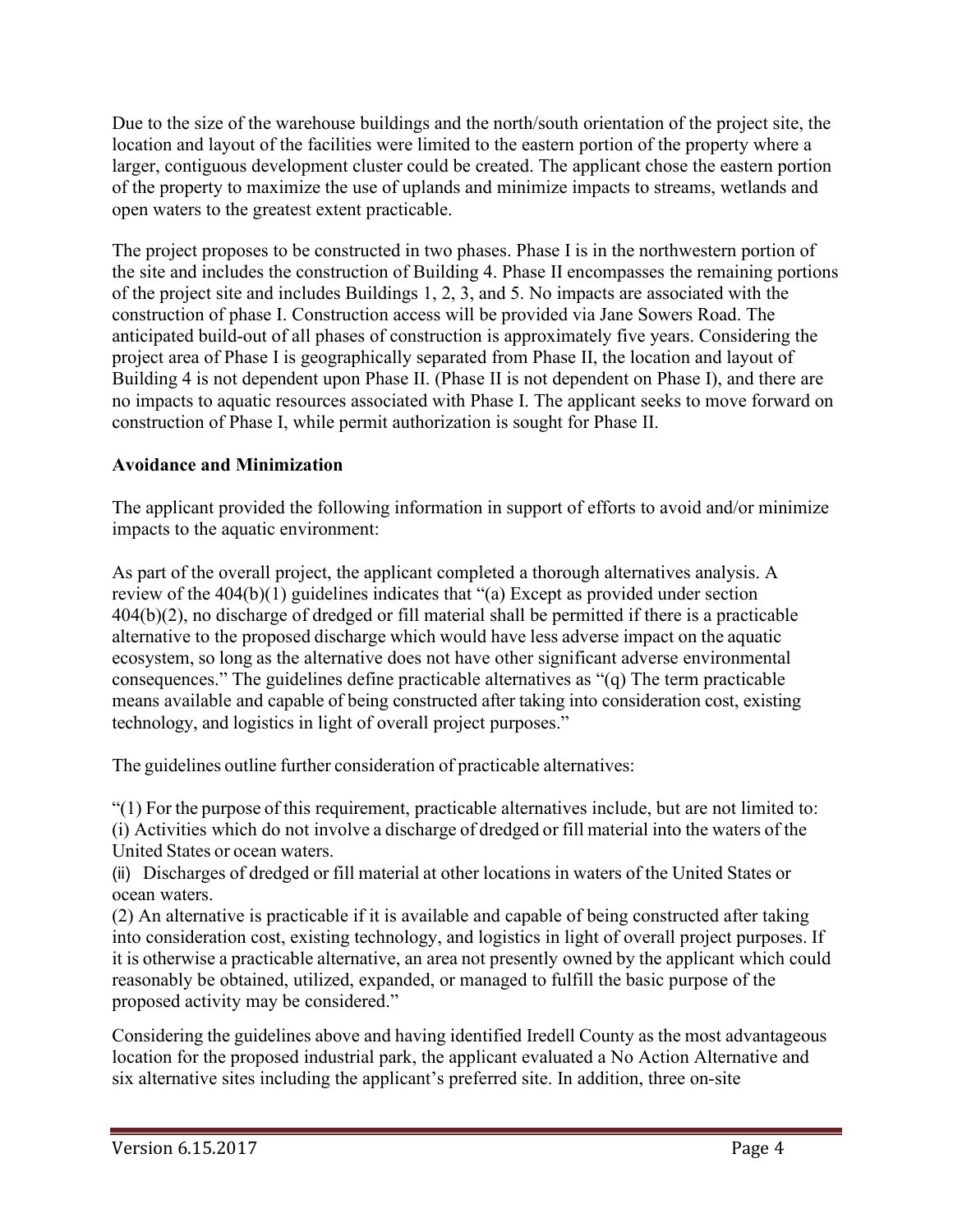Due to the size of the warehouse buildings and the north/south orientation of the project site, the location and layout of the facilities were limited to the eastern portion of the property where a larger, contiguous development cluster could be created. The applicant chose the eastern portion of the property to maximize the use of uplands and minimize impacts to streams, wetlands and open waters to the greatest extent practicable.

The project proposes to be constructed in two phases. Phase I is in the northwestern portion of the site and includes the construction of Building 4. Phase II encompasses the remaining portions of the project site and includes Buildings 1, 2, 3, and 5. No impacts are associated with the construction of phase I. Construction access will be provided via Jane Sowers Road. The anticipated build-out of all phases of construction is approximately five years. Considering the project area of Phase I is geographically separated from Phase II, the location and layout of Building 4 is not dependent upon Phase II. (Phase II is not dependent on Phase I), and there are no impacts to aquatic resources associated with Phase I. The applicant seeks to move forward on construction of Phase I, while permit authorization is sought for Phase II.

**Avoidance and Minimization**

The applicant provided the following information in support of efforts to avoid and/or minimize impacts to the aquatic environment:

As part of the overall project, the applicant completed a thorough alternatives analysis. A review of the 404(b)(1) guidelines indicates that "(a) Except as provided under section 404(b)(2), no discharge of dredged or fill material shall be permitted if there is a practicable alternative to the proposed discharge which would have less adverse impact on the aquatic ecosystem, so long as the alternative does not have other significant adverse environmental consequences." The guidelines define practicable alternatives as "(q) The term practicable means available and capable of being constructed after taking into consideration cost, existing technology, and logistics in light of overall project purposes."

The guidelines outline further consideration of practicable alternatives:

"(1) For the purpose of this requirement, practicable alternatives include, but are not limited to:
(i) Activities which do not involve a discharge of dredged or fill material into the waters of the United States or ocean waters.
(ii) Discharges of dredged or fill material at other locations in waters of the United States or ocean waters.
(2) An alternative is practicable if it is available and capable of being constructed after taking into consideration cost, existing technology, and logistics in light of overall project purposes. If it is otherwise a practicable alternative, an area not presently owned by the applicant which could reasonably be obtained, utilized, expanded, or managed to fulfill the basic purpose of the proposed activity may be considered."

Considering the guidelines above and having identified Iredell County as the most advantageous location for the proposed industrial park, the applicant evaluated a No Action Alternative and six alternative sites including the applicant's preferred site. In addition, three on-site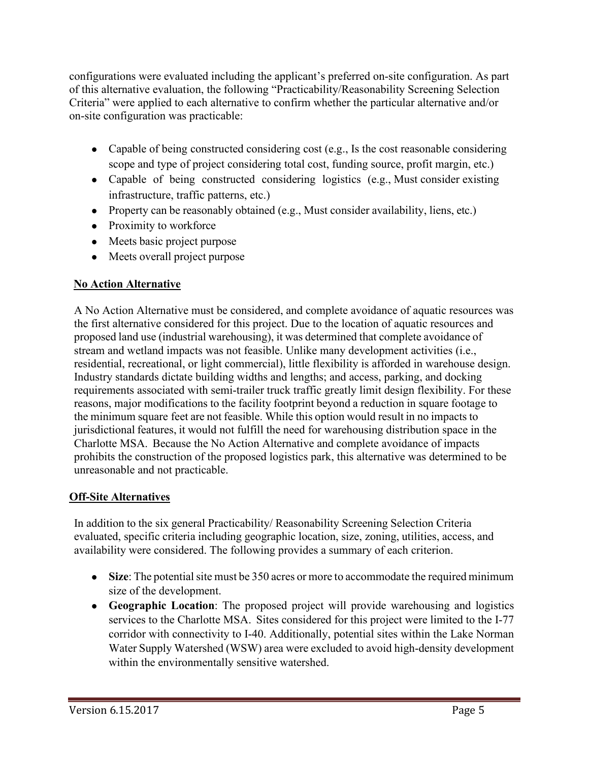configurations were evaluated including the applicant's preferred on-site configuration. As part of this alternative evaluation, the following "Practicability/Reasonability Screening Selection Criteria" were applied to each alternative to confirm whether the particular alternative and/or on-site configuration was practicable:

- Capable of being constructed considering cost (e.g., Is the cost reasonable considering scope and type of project considering total cost, funding source, profit margin, etc.)
- Capable of being constructed considering logistics (e.g., Must consider existing infrastructure, traffic patterns, etc.)
- Property can be reasonably obtained (e.g., Must consider availability, liens, etc.)
- Proximity to workforce
- Meets basic project purpose
- Meets overall project purpose

**No Action Alternative**

A No Action Alternative must be considered, and complete avoidance of aquatic resources was the first alternative considered for this project. Due to the location of aquatic resources and proposed land use (industrial warehousing), it was determined that complete avoidance of stream and wetland impacts was not feasible. Unlike many development activities (i.e., residential, recreational, or light commercial), little flexibility is afforded in warehouse design. Industry standards dictate building widths and lengths; and access, parking, and docking requirements associated with semi-trailer truck traffic greatly limit design flexibility. For these reasons, major modifications to the facility footprint beyond a reduction in square footage to the minimum square feet are not feasible. While this option would result in no impacts to jurisdictional features, it would not fulfill the need for warehousing distribution space in the Charlotte MSA. Because the No Action Alternative and complete avoidance of impacts prohibits the construction of the proposed logistics park, this alternative was determined to be unreasonable and not practicable.

**Off-Site Alternatives**

In addition to the six general Practicability/ Reasonability Screening Selection Criteria evaluated, specific criteria including geographic location, size, zoning, utilities, access, and availability were considered. The following provides a summary of each criterion.

- **Size**: The potential site must be 350 acres or more to accommodate the required minimum size of the development.
- **Geographic Location**: The proposed project will provide warehousing and logistics services to the Charlotte MSA. Sites considered for this project were limited to the I-77 corridor with connectivity to I-40. Additionally, potential sites within the Lake Norman Water Supply Watershed (WSW) area were excluded to avoid high-density development within the environmentally sensitive watershed.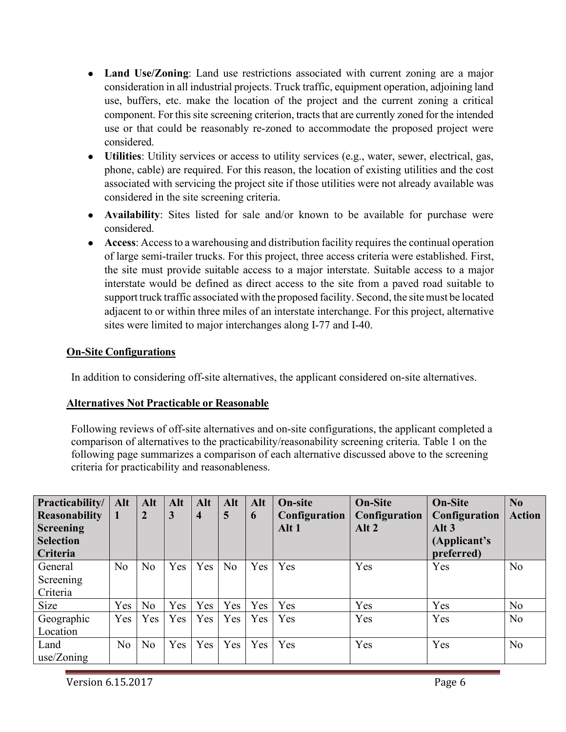- **Land Use/Zoning**: Land use restrictions associated with current zoning are a major consideration in all industrial projects. Truck traffic, equipment operation, adjoining land use, buffers, etc. make the location of the project and the current zoning a critical component. For this site screening criterion, tracts that are currently zoned for the intended use or that could be reasonably re-zoned to accommodate the proposed project were considered.
- **Utilities**: Utility services or access to utility services (e.g., water, sewer, electrical, gas, phone, cable) are required. For this reason, the location of existing utilities and the cost associated with servicing the project site if those utilities were not already available was considered in the site screening criteria.
- **Availability**: Sites listed for sale and/or known to be available for purchase were considered.
- **Access**: Access to a warehousing and distribution facility requires the continual operation of large semi-trailer trucks. For this project, three access criteria were established. First, the site must provide suitable access to a major interstate. Suitable access to a major interstate would be defined as direct access to the site from a paved road suitable to support truck traffic associated with the proposed facility. Second, the site must be located adjacent to or within three miles of an interstate interchange. For this project, alternative sites were limited to major interchanges along I-77 and I-40.

**On-Site Configurations**

In addition to considering off-site alternatives, the applicant considered on-site alternatives.

**Alternatives Not Practicable or Reasonable**

Following reviews of off-site alternatives and on-site configurations, the applicant completed a comparison of alternatives to the practicability/reasonability screening criteria. Table 1 on the following page summarizes a comparison of each alternative discussed above to the screening criteria for practicability and reasonableness.

| Practicability/ Reasonability Screening Selection Criteria | Alt 1 | Alt 2 | Alt 3 | Alt 4 | Alt 5 | Alt 6 | On-site Configuration Alt 1 | On-Site Configuration Alt 2 | On-Site Configuration Alt 3 (Applicant's preferred) | No Action |
|---|---|---|---|---|---|---|---|---|---|---|
| General Screening Criteria | No | No | Yes | Yes | No | Yes | Yes | Yes | Yes | No |
| Size | Yes | No | Yes | Yes | Yes | Yes | Yes | Yes | Yes | No |
| Geographic Location | Yes | Yes | Yes | Yes | Yes | Yes | Yes | Yes | Yes | No |
| Land use/Zoning | No | No | Yes | Yes | Yes | Yes | Yes | Yes | Yes | No |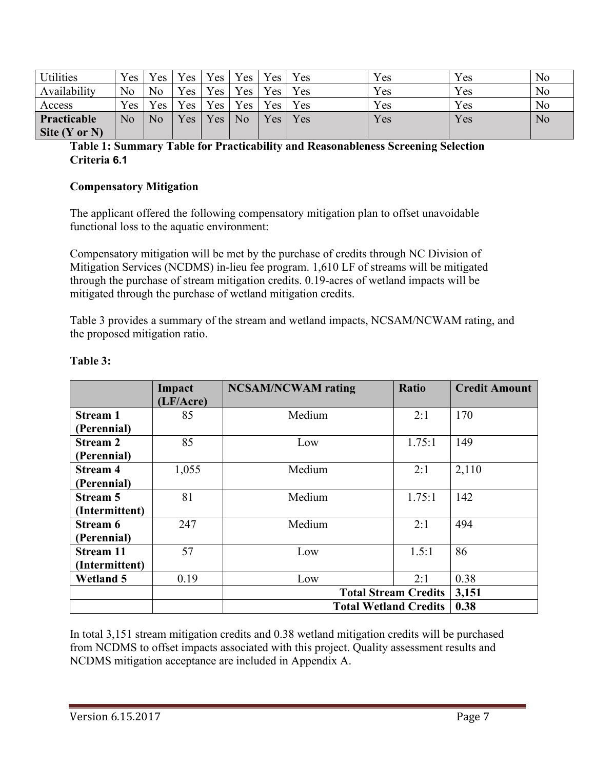| Utilities | Yes | Yes | Yes | Yes | Yes | Yes | Yes | Yes | Yes | No |
|---|---|---|---|---|---|---|---|---|---|---|
| Availability | No | No | Yes | Yes | Yes | Yes | Yes | Yes | Yes | No |
| Access | Yes | Yes | Yes | Yes | Yes | Yes | Yes | Yes | Yes | No |
| **Practicable Site (Y or N)** | No | No | Yes | Yes | No | Yes | Yes | Yes | Yes | No |

**Table 1: Summary Table for Practicability and Reasonableness Screening Selection Criteria 6.1**

**Compensatory Mitigation**

The applicant offered the following compensatory mitigation plan to offset unavoidable functional loss to the aquatic environment:

Compensatory mitigation will be met by the purchase of credits through NC Division of Mitigation Services (NCDMS) in-lieu fee program. 1,610 LF of streams will be mitigated through the purchase of stream mitigation credits. 0.19-acres of wetland impacts will be mitigated through the purchase of wetland mitigation credits.

Table 3 provides a summary of the stream and wetland impacts, NCSAM/NCWAM rating, and the proposed mitigation ratio.

**Table 3:**

| | Impact (LF/Acre) | NCSAM/NCWAM rating | Ratio | Credit Amount |
|---|---|---|---|---|
| **Stream 1 (Perennial)** | 85 | Medium | 2:1 | 170 |
| **Stream 2 (Perennial)** | 85 | Low | 1.75:1 | 149 |
| **Stream 4 (Perennial)** | 1,055 | Medium | 2:1 | 2,110 |
| **Stream 5 (Intermittent)** | 81 | Medium | 1.75:1 | 142 |
| **Stream 6 (Perennial)** | 247 | Medium | 2:1 | 494 |
| **Stream 11 (Intermittent)** | 57 | Low | 1.5:1 | 86 |
| **Wetland 5** | 0.19 | Low | 2:1 | 0.38 |
| | | **Total Stream Credits** | | **3,151** |
| | | **Total Wetland Credits** | | **0.38** |

In total 3,151 stream mitigation credits and 0.38 wetland mitigation credits will be purchased from NCDMS to offset impacts associated with this project. Quality assessment results and NCDMS mitigation acceptance are included in Appendix A.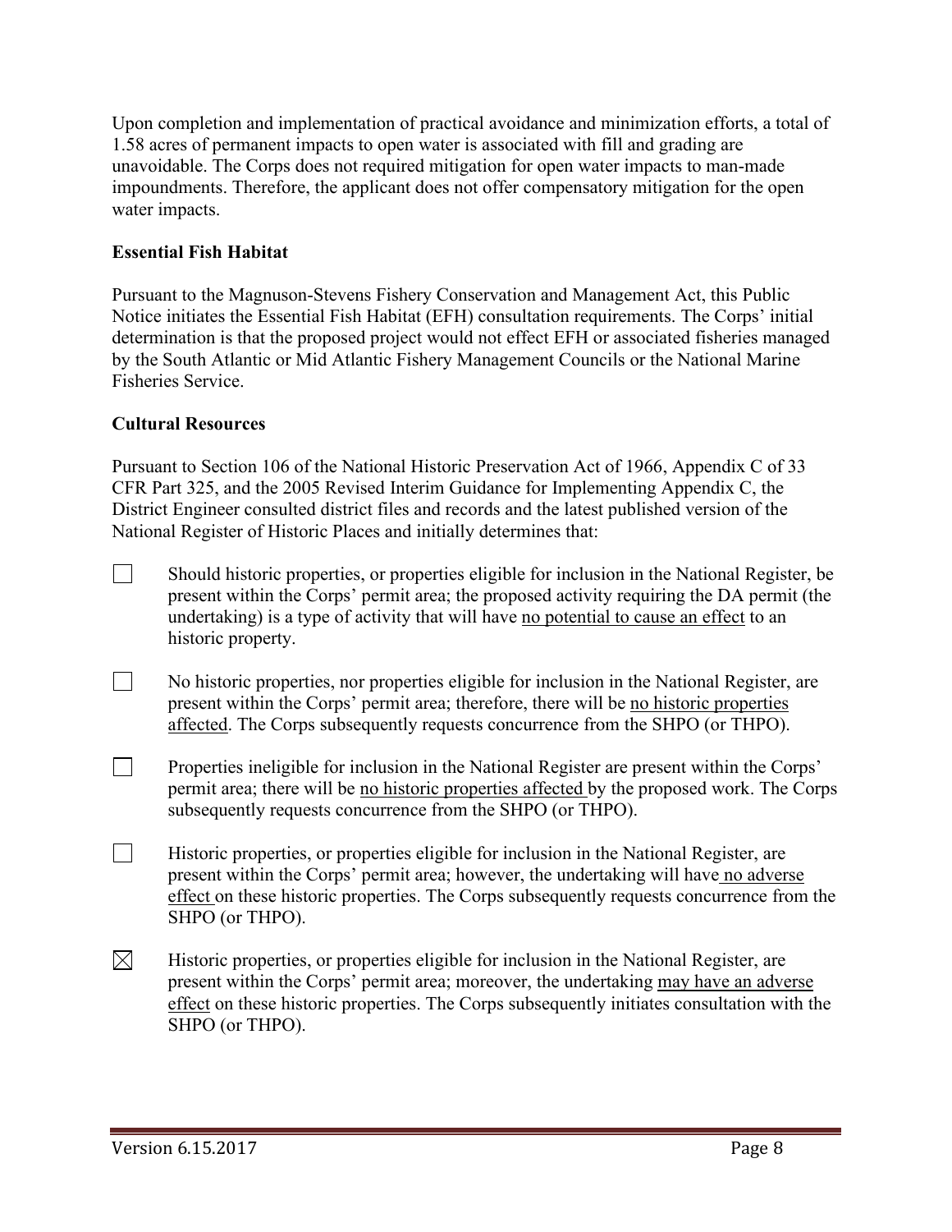Upon completion and implementation of practical avoidance and minimization efforts, a total of 1.58 acres of permanent impacts to open water is associated with fill and grading are unavoidable. The Corps does not required mitigation for open water impacts to man-made impoundments. Therefore, the applicant does not offer compensatory mitigation for the open water impacts.

**Essential Fish Habitat**

Pursuant to the Magnuson-Stevens Fishery Conservation and Management Act, this Public Notice initiates the Essential Fish Habitat (EFH) consultation requirements. The Corps' initial determination is that the proposed project would not effect EFH or associated fisheries managed by the South Atlantic or Mid Atlantic Fishery Management Councils or the National Marine Fisheries Service.

**Cultural Resources**

Pursuant to Section 106 of the National Historic Preservation Act of 1966, Appendix C of 33 CFR Part 325, and the 2005 Revised Interim Guidance for Implementing Appendix C, the District Engineer consulted district files and records and the latest published version of the National Register of Historic Places and initially determines that:

☐ Should historic properties, or properties eligible for inclusion in the National Register, be present within the Corps' permit area; the proposed activity requiring the DA permit (the undertaking) is a type of activity that will have <u>no potential to cause an effect</u> to an historic property.

☐ No historic properties, nor properties eligible for inclusion in the National Register, are present within the Corps' permit area; therefore, there will be <u>no historic properties affected</u>. The Corps subsequently requests concurrence from the SHPO (or THPO).

☐ Properties ineligible for inclusion in the National Register are present within the Corps' permit area; there will be <u>no historic properties affected</u> by the proposed work. The Corps subsequently requests concurrence from the SHPO (or THPO).

☐ Historic properties, or properties eligible for inclusion in the National Register, are present within the Corps' permit area; however, the undertaking will have <u>no adverse effect</u> on these historic properties. The Corps subsequently requests concurrence from the SHPO (or THPO).

☒ Historic properties, or properties eligible for inclusion in the National Register, are present within the Corps' permit area; moreover, the undertaking <u>may have an adverse effect</u> on these historic properties. The Corps subsequently initiates consultation with the SHPO (or THPO).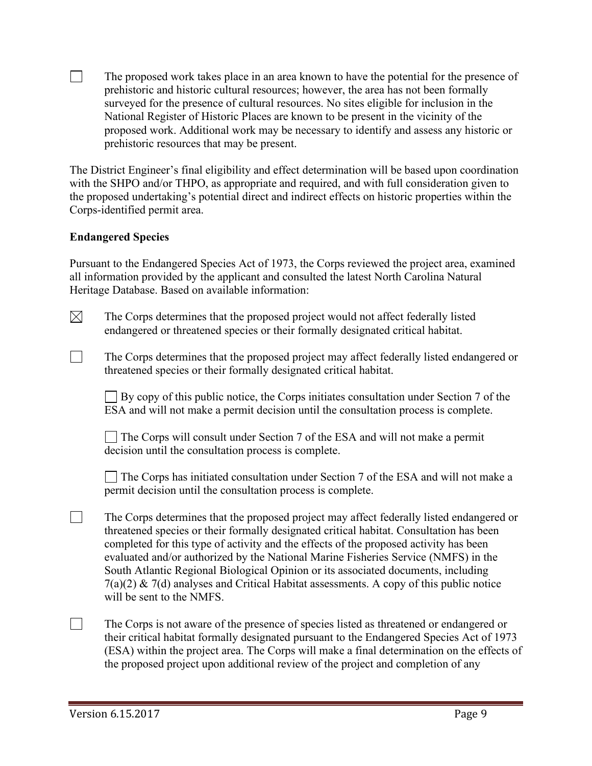☐ The proposed work takes place in an area known to have the potential for the presence of prehistoric and historic cultural resources; however, the area has not been formally surveyed for the presence of cultural resources. No sites eligible for inclusion in the National Register of Historic Places are known to be present in the vicinity of the proposed work. Additional work may be necessary to identify and assess any historic or prehistoric resources that may be present.

The District Engineer's final eligibility and effect determination will be based upon coordination with the SHPO and/or THPO, as appropriate and required, and with full consideration given to the proposed undertaking's potential direct and indirect effects on historic properties within the Corps-identified permit area.

**Endangered Species**

Pursuant to the Endangered Species Act of 1973, the Corps reviewed the project area, examined all information provided by the applicant and consulted the latest North Carolina Natural Heritage Database. Based on available information:

☒ The Corps determines that the proposed project would not affect federally listed endangered or threatened species or their formally designated critical habitat.

☐ The Corps determines that the proposed project may affect federally listed endangered or threatened species or their formally designated critical habitat.

> ☐ By copy of this public notice, the Corps initiates consultation under Section 7 of the ESA and will not make a permit decision until the consultation process is complete.
>
> ☐ The Corps will consult under Section 7 of the ESA and will not make a permit decision until the consultation process is complete.
>
> ☐ The Corps has initiated consultation under Section 7 of the ESA and will not make a permit decision until the consultation process is complete.

☐ The Corps determines that the proposed project may affect federally listed endangered or threatened species or their formally designated critical habitat. Consultation has been completed for this type of activity and the effects of the proposed activity has been evaluated and/or authorized by the National Marine Fisheries Service (NMFS) in the South Atlantic Regional Biological Opinion or its associated documents, including 7(a)(2) & 7(d) analyses and Critical Habitat assessments. A copy of this public notice will be sent to the NMFS.

☐ The Corps is not aware of the presence of species listed as threatened or endangered or their critical habitat formally designated pursuant to the Endangered Species Act of 1973 (ESA) within the project area. The Corps will make a final determination on the effects of the proposed project upon additional review of the project and completion of any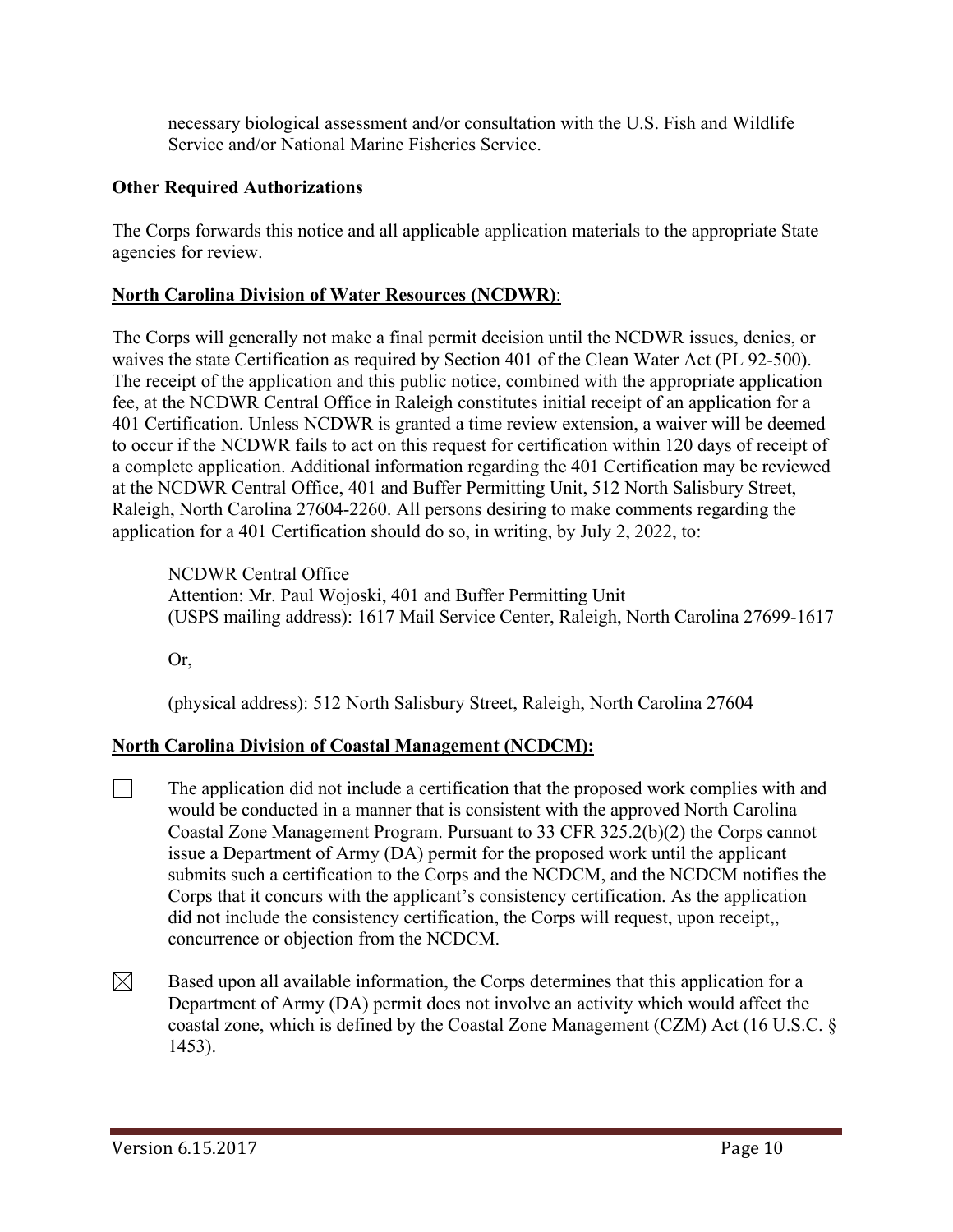necessary biological assessment and/or consultation with the U.S. Fish and Wildlife Service and/or National Marine Fisheries Service.

**Other Required Authorizations**

The Corps forwards this notice and all applicable application materials to the appropriate State agencies for review.

**North Carolina Division of Water Resources (NCDWR)**:

The Corps will generally not make a final permit decision until the NCDWR issues, denies, or waives the state Certification as required by Section 401 of the Clean Water Act (PL 92-500). The receipt of the application and this public notice, combined with the appropriate application fee, at the NCDWR Central Office in Raleigh constitutes initial receipt of an application for a 401 Certification. Unless NCDWR is granted a time review extension, a waiver will be deemed to occur if the NCDWR fails to act on this request for certification within 120 days of receipt of a complete application. Additional information regarding the 401 Certification may be reviewed at the NCDWR Central Office, 401 and Buffer Permitting Unit, 512 North Salisbury Street, Raleigh, North Carolina 27604-2260. All persons desiring to make comments regarding the application for a 401 Certification should do so, in writing, by July 2, 2022, to:

> NCDWR Central Office
> Attention: Mr. Paul Wojoski, 401 and Buffer Permitting Unit
> (USPS mailing address): 1617 Mail Service Center, Raleigh, North Carolina 27699-1617
>
> Or,
>
> (physical address): 512 North Salisbury Street, Raleigh, North Carolina 27604

**North Carolina Division of Coastal Management (NCDCM):**

☐ The application did not include a certification that the proposed work complies with and would be conducted in a manner that is consistent with the approved North Carolina Coastal Zone Management Program. Pursuant to 33 CFR 325.2(b)(2) the Corps cannot issue a Department of Army (DA) permit for the proposed work until the applicant submits such a certification to the Corps and the NCDCM, and the NCDCM notifies the Corps that it concurs with the applicant's consistency certification. As the application did not include the consistency certification, the Corps will request, upon receipt,, concurrence or objection from the NCDCM.

☒ Based upon all available information, the Corps determines that this application for a Department of Army (DA) permit does not involve an activity which would affect the coastal zone, which is defined by the Coastal Zone Management (CZM) Act (16 U.S.C. § 1453).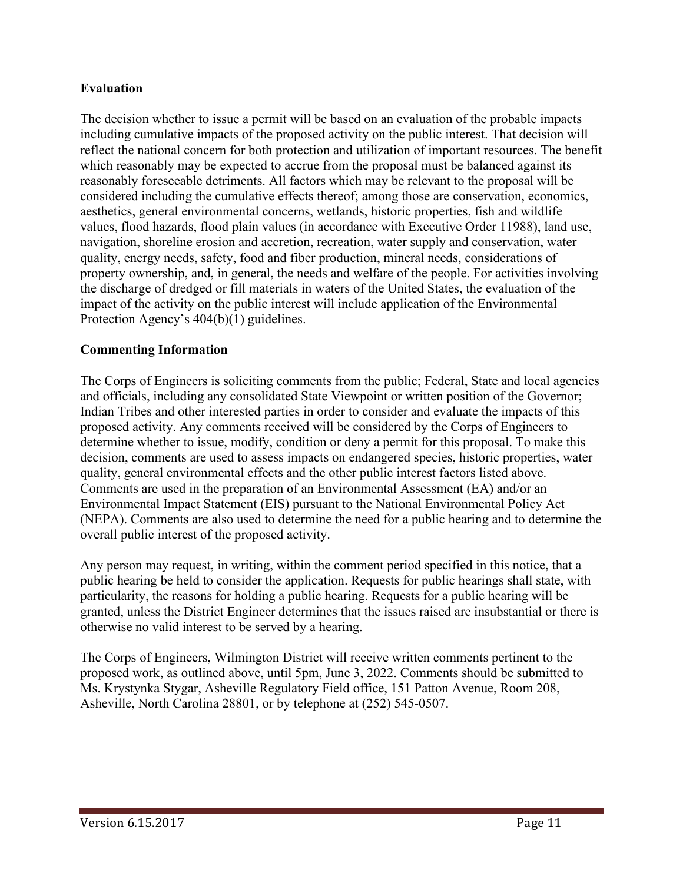**Evaluation**

The decision whether to issue a permit will be based on an evaluation of the probable impacts including cumulative impacts of the proposed activity on the public interest. That decision will reflect the national concern for both protection and utilization of important resources. The benefit which reasonably may be expected to accrue from the proposal must be balanced against its reasonably foreseeable detriments. All factors which may be relevant to the proposal will be considered including the cumulative effects thereof; among those are conservation, economics, aesthetics, general environmental concerns, wetlands, historic properties, fish and wildlife values, flood hazards, flood plain values (in accordance with Executive Order 11988), land use, navigation, shoreline erosion and accretion, recreation, water supply and conservation, water quality, energy needs, safety, food and fiber production, mineral needs, considerations of property ownership, and, in general, the needs and welfare of the people. For activities involving the discharge of dredged or fill materials in waters of the United States, the evaluation of the impact of the activity on the public interest will include application of the Environmental Protection Agency's 404(b)(1) guidelines.

**Commenting Information**

The Corps of Engineers is soliciting comments from the public; Federal, State and local agencies and officials, including any consolidated State Viewpoint or written position of the Governor; Indian Tribes and other interested parties in order to consider and evaluate the impacts of this proposed activity. Any comments received will be considered by the Corps of Engineers to determine whether to issue, modify, condition or deny a permit for this proposal. To make this decision, comments are used to assess impacts on endangered species, historic properties, water quality, general environmental effects and the other public interest factors listed above. Comments are used in the preparation of an Environmental Assessment (EA) and/or an Environmental Impact Statement (EIS) pursuant to the National Environmental Policy Act (NEPA). Comments are also used to determine the need for a public hearing and to determine the overall public interest of the proposed activity.

Any person may request, in writing, within the comment period specified in this notice, that a public hearing be held to consider the application. Requests for public hearings shall state, with particularity, the reasons for holding a public hearing. Requests for a public hearing will be granted, unless the District Engineer determines that the issues raised are insubstantial or there is otherwise no valid interest to be served by a hearing.

The Corps of Engineers, Wilmington District will receive written comments pertinent to the proposed work, as outlined above, until 5pm, June 3, 2022. Comments should be submitted to Ms. Krystynka Stygar, Asheville Regulatory Field office, 151 Patton Avenue, Room 208, Asheville, North Carolina 28801, or by telephone at (252) 545-0507.